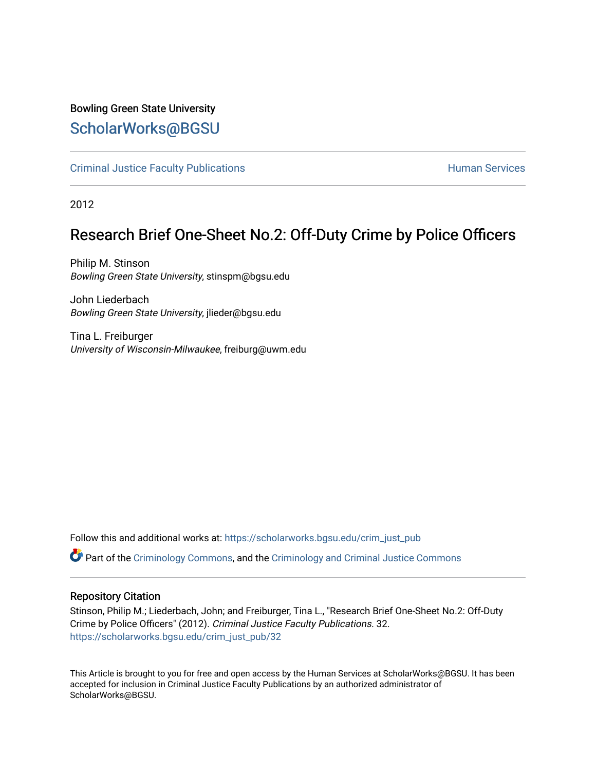Bowling Green State University

## ScholarWorks@BGSU

Criminal Justice Faculty Publications

Human Services

2012

# Research Brief One-Sheet No.2: Off-Duty Crime by Police Officers

Philip M. Stinson
*Bowling Green State University*, stinspm@bgsu.edu

John Liederbach
*Bowling Green State University*, jlieder@bgsu.edu

Tina L. Freiburger
*University of Wisconsin-Milwaukee*, freiburg@uwm.edu

Follow this and additional works at: https://scholarworks.bgsu.edu/crim_just_pub

Part of the Criminology Commons, and the Criminology and Criminal Justice Commons

### Repository Citation

Stinson, Philip M.; Liederbach, John; and Freiburger, Tina L., "Research Brief One-Sheet No.2: Off-Duty Crime by Police Officers" (2012). *Criminal Justice Faculty Publications*. 32.
https://scholarworks.bgsu.edu/crim_just_pub/32

This Article is brought to you for free and open access by the Human Services at ScholarWorks@BGSU. It has been accepted for inclusion in Criminal Justice Faculty Publications by an authorized administrator of ScholarWorks@BGSU.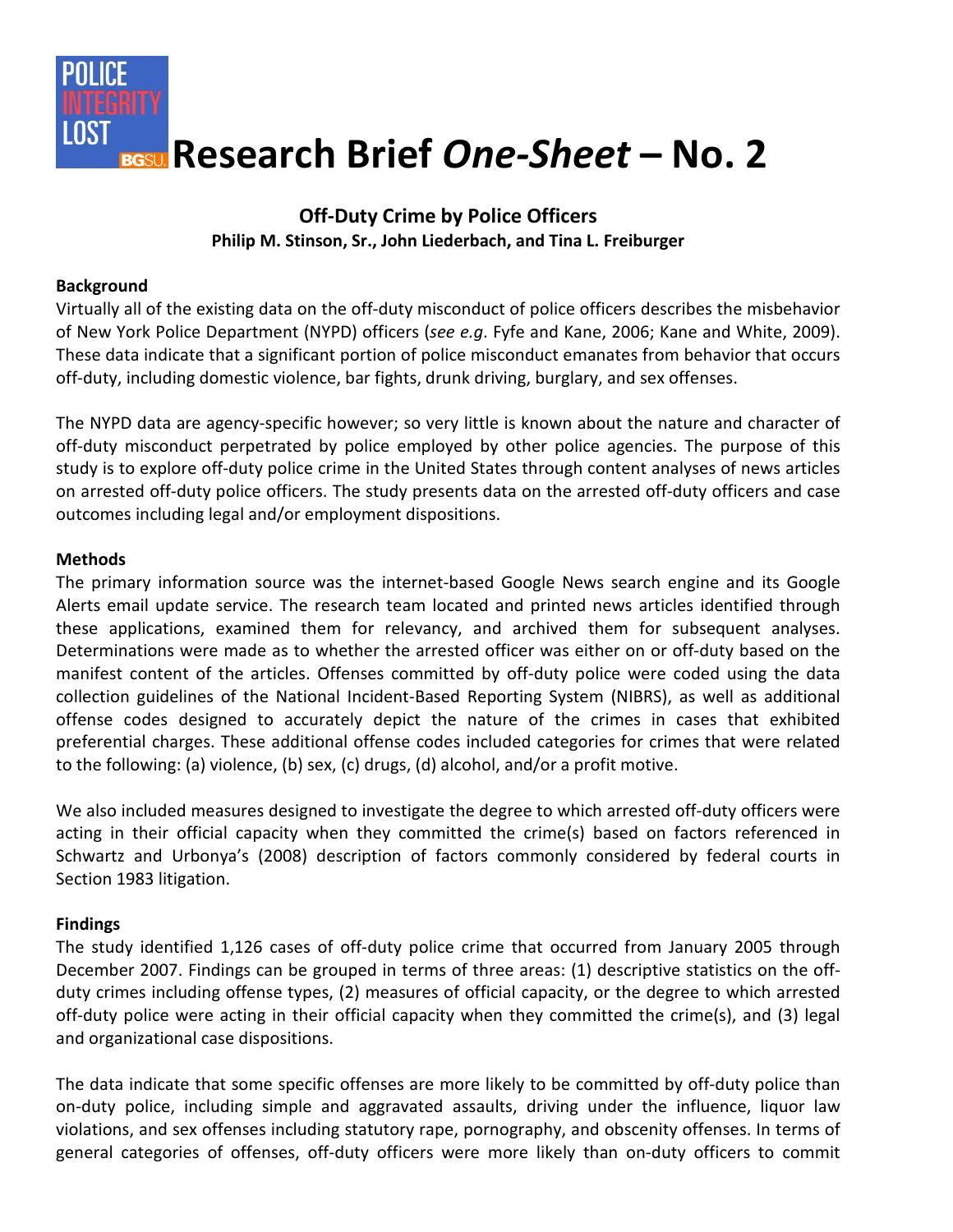# Research Brief *One-Sheet* – No. 2

## Off-Duty Crime by Police Officers

**Philip M. Stinson, Sr., John Liederbach, and Tina L. Freiburger**

### Background

Virtually all of the existing data on the off-duty misconduct of police officers describes the misbehavior of New York Police Department (NYPD) officers (*see e.g*. Fyfe and Kane, 2006; Kane and White, 2009). These data indicate that a significant portion of police misconduct emanates from behavior that occurs off-duty, including domestic violence, bar fights, drunk driving, burglary, and sex offenses.

The NYPD data are agency-specific however; so very little is known about the nature and character of off-duty misconduct perpetrated by police employed by other police agencies. The purpose of this study is to explore off-duty police crime in the United States through content analyses of news articles on arrested off-duty police officers. The study presents data on the arrested off-duty officers and case outcomes including legal and/or employment dispositions.

### Methods

The primary information source was the internet-based Google News search engine and its Google Alerts email update service. The research team located and printed news articles identified through these applications, examined them for relevancy, and archived them for subsequent analyses. Determinations were made as to whether the arrested officer was either on or off-duty based on the manifest content of the articles. Offenses committed by off-duty police were coded using the data collection guidelines of the National Incident-Based Reporting System (NIBRS), as well as additional offense codes designed to accurately depict the nature of the crimes in cases that exhibited preferential charges. These additional offense codes included categories for crimes that were related to the following: (a) violence, (b) sex, (c) drugs, (d) alcohol, and/or a profit motive.

We also included measures designed to investigate the degree to which arrested off-duty officers were acting in their official capacity when they committed the crime(s) based on factors referenced in Schwartz and Urbonya's (2008) description of factors commonly considered by federal courts in Section 1983 litigation.

### Findings

The study identified 1,126 cases of off-duty police crime that occurred from January 2005 through December 2007. Findings can be grouped in terms of three areas: (1) descriptive statistics on the off-duty crimes including offense types, (2) measures of official capacity, or the degree to which arrested off-duty police were acting in their official capacity when they committed the crime(s), and (3) legal and organizational case dispositions.

The data indicate that some specific offenses are more likely to be committed by off-duty police than on-duty police, including simple and aggravated assaults, driving under the influence, liquor law violations, and sex offenses including statutory rape, pornography, and obscenity offenses. In terms of general categories of offenses, off-duty officers were more likely than on-duty officers to commit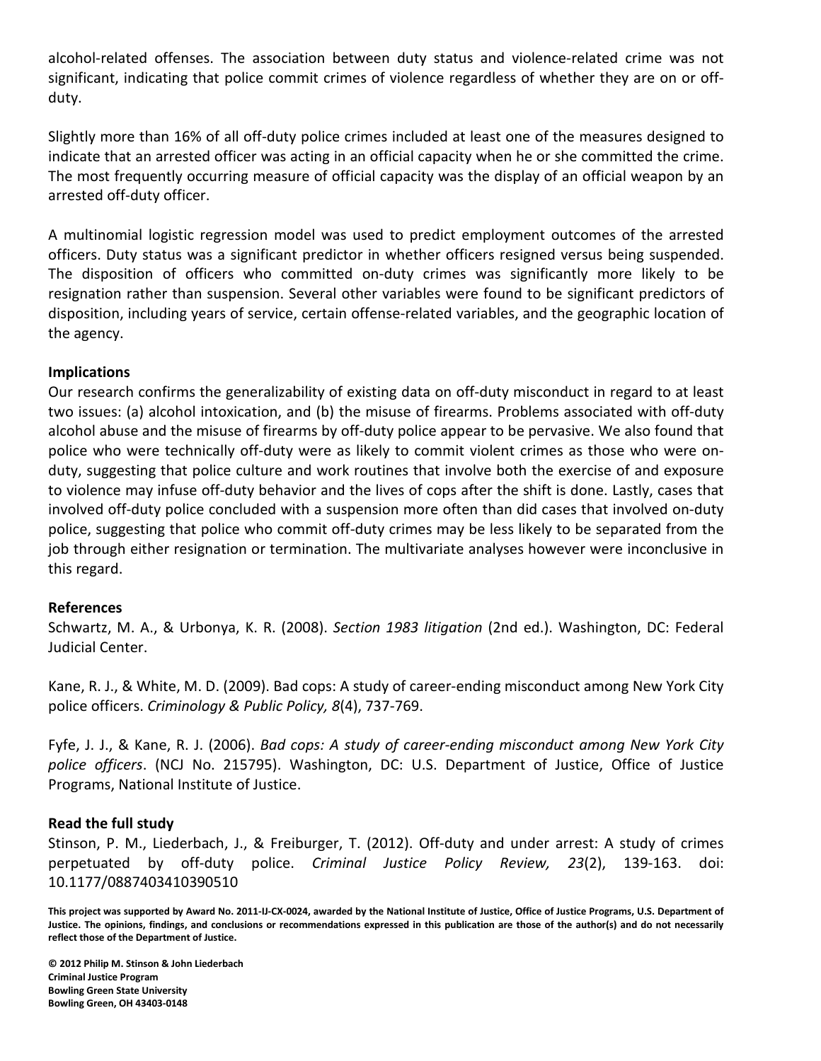alcohol-related offenses. The association between duty status and violence-related crime was not significant, indicating that police commit crimes of violence regardless of whether they are on or off-duty.

Slightly more than 16% of all off-duty police crimes included at least one of the measures designed to indicate that an arrested officer was acting in an official capacity when he or she committed the crime. The most frequently occurring measure of official capacity was the display of an official weapon by an arrested off-duty officer.

A multinomial logistic regression model was used to predict employment outcomes of the arrested officers. Duty status was a significant predictor in whether officers resigned versus being suspended. The disposition of officers who committed on-duty crimes was significantly more likely to be resignation rather than suspension. Several other variables were found to be significant predictors of disposition, including years of service, certain offense-related variables, and the geographic location of the agency.

**Implications**

Our research confirms the generalizability of existing data on off-duty misconduct in regard to at least two issues: (a) alcohol intoxication, and (b) the misuse of firearms. Problems associated with off-duty alcohol abuse and the misuse of firearms by off-duty police appear to be pervasive. We also found that police who were technically off-duty were as likely to commit violent crimes as those who were on-duty, suggesting that police culture and work routines that involve both the exercise of and exposure to violence may infuse off-duty behavior and the lives of cops after the shift is done. Lastly, cases that involved off-duty police concluded with a suspension more often than did cases that involved on-duty police, suggesting that police who commit off-duty crimes may be less likely to be separated from the job through either resignation or termination. The multivariate analyses however were inconclusive in this regard.

**References**

Schwartz, M. A., & Urbonya, K. R. (2008). *Section 1983 litigation* (2nd ed.). Washington, DC: Federal Judicial Center.

Kane, R. J., & White, M. D. (2009). Bad cops: A study of career-ending misconduct among New York City police officers. *Criminology & Public Policy, 8*(4), 737-769.

Fyfe, J. J., & Kane, R. J. (2006). *Bad cops: A study of career-ending misconduct among New York City police officers*. (NCJ No. 215795). Washington, DC: U.S. Department of Justice, Office of Justice Programs, National Institute of Justice.

**Read the full study**

Stinson, P. M., Liederbach, J., & Freiburger, T. (2012). Off-duty and under arrest: A study of crimes perpetuated by off-duty police. *Criminal Justice Policy Review, 23*(2), 139-163. doi: 10.1177/0887403410390510

**This project was supported by Award No. 2011-IJ-CX-0024, awarded by the National Institute of Justice, Office of Justice Programs, U.S. Department of Justice. The opinions, findings, and conclusions or recommendations expressed in this publication are those of the author(s) and do not necessarily reflect those of the Department of Justice.**

**© 2012 Philip M. Stinson & John Liederbach**
**Criminal Justice Program**
**Bowling Green State University**
**Bowling Green, OH 43403-0148**